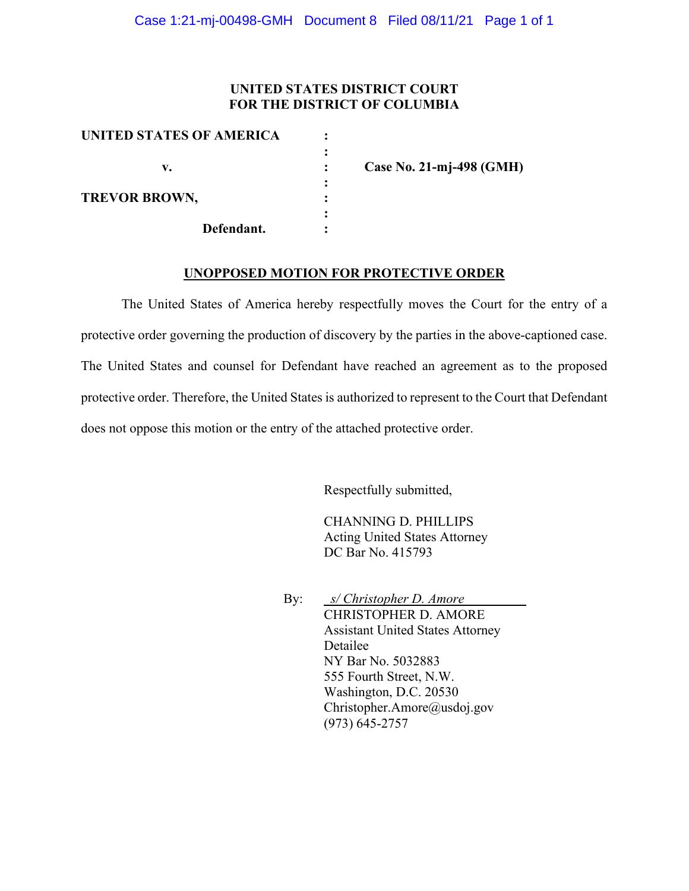**UNITED STATES DISTRICT COURT**
**FOR THE DISTRICT OF COLUMBIA**

| | | |
|---|---|---|
| **UNITED STATES OF AMERICA** | : | |
| | : | |
| **v.** | : | **Case No. 21-mj-498 (GMH)** |
| | : | |
| **TREVOR BROWN,** | : | |
| | : | |
| **Defendant.** | : | |

**UNOPPOSED MOTION FOR PROTECTIVE ORDER**

The United States of America hereby respectfully moves the Court for the entry of a protective order governing the production of discovery by the parties in the above-captioned case. The United States and counsel for Defendant have reached an agreement as to the proposed protective order. Therefore, the United States is authorized to represent to the Court that Defendant does not oppose this motion or the entry of the attached protective order.

Respectfully submitted,

CHANNING D. PHILLIPS
Acting United States Attorney
DC Bar No. 415793

By: *s/ Christopher D. Amore*
CHRISTOPHER D. AMORE
Assistant United States Attorney
Detailee
NY Bar No. 5032883
555 Fourth Street, N.W.
Washington, D.C. 20530
Christopher.Amore@usdoj.gov
(973) 645-2757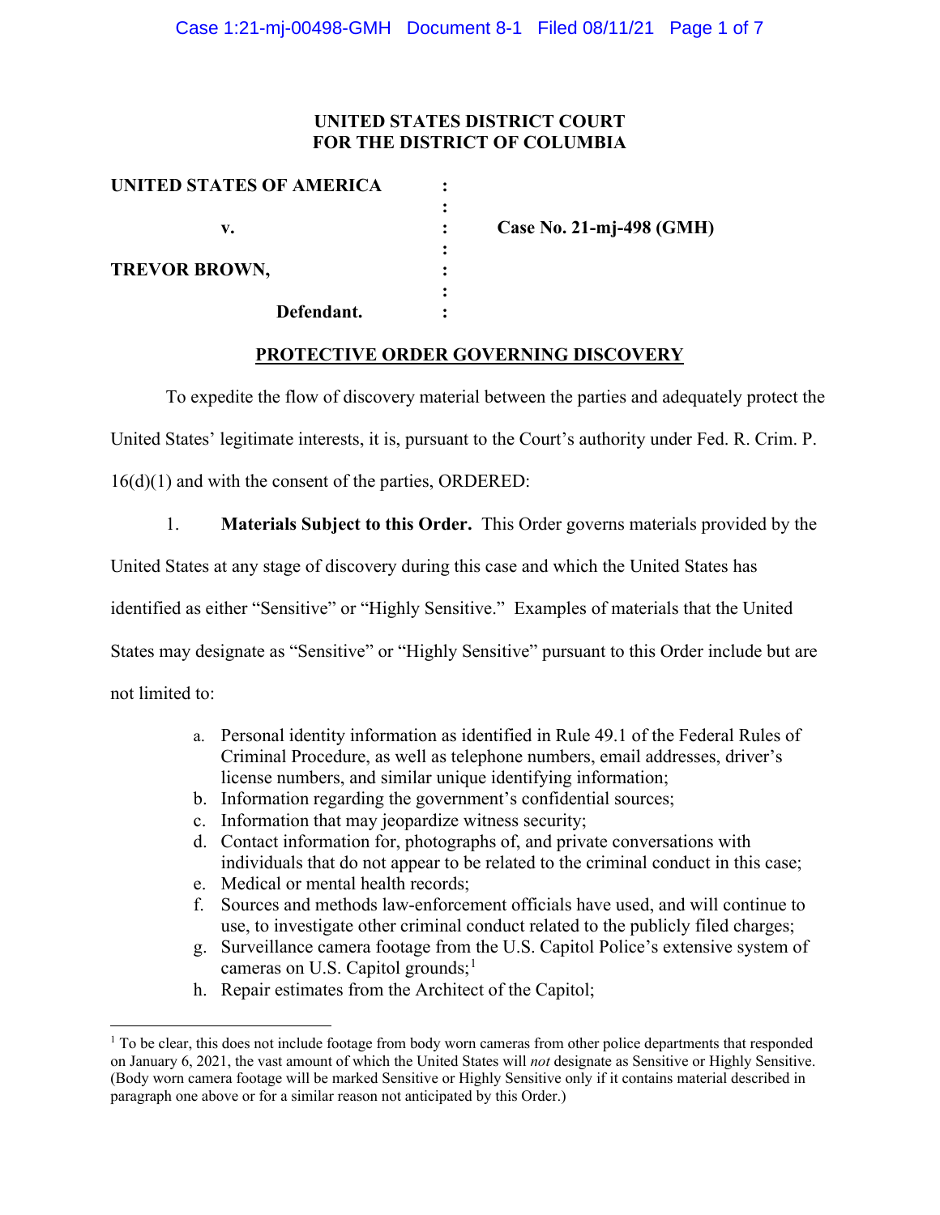**UNITED STATES DISTRICT COURT**
**FOR THE DISTRICT OF COLUMBIA**

| | | |
|---|---|---|
| **UNITED STATES OF AMERICA** | : | |
| | : | |
| **v.** | : | **Case No. 21-mj-498 (GMH)** |
| | : | |
| **TREVOR BROWN,** | : | |
| | : | |
| **Defendant.** | : | |

**PROTECTIVE ORDER GOVERNING DISCOVERY**

To expedite the flow of discovery material between the parties and adequately protect the United States' legitimate interests, it is, pursuant to the Court's authority under Fed. R. Crim. P. 16(d)(1) and with the consent of the parties, ORDERED:

1. **Materials Subject to this Order.** This Order governs materials provided by the United States at any stage of discovery during this case and which the United States has identified as either "Sensitive" or "Highly Sensitive." Examples of materials that the United States may designate as "Sensitive" or "Highly Sensitive" pursuant to this Order include but are not limited to:

   a. Personal identity information as identified in Rule 49.1 of the Federal Rules of Criminal Procedure, as well as telephone numbers, email addresses, driver's license numbers, and similar unique identifying information;
   b. Information regarding the government's confidential sources;
   c. Information that may jeopardize witness security;
   d. Contact information for, photographs of, and private conversations with individuals that do not appear to be related to the criminal conduct in this case;
   e. Medical or mental health records;
   f. Sources and methods law-enforcement officials have used, and will continue to use, to investigate other criminal conduct related to the publicly filed charges;
   g. Surveillance camera footage from the U.S. Capitol Police's extensive system of cameras on U.S. Capitol grounds;[1]
   h. Repair estimates from the Architect of the Capitol;

[1] To be clear, this does not include footage from body worn cameras from other police departments that responded on January 6, 2021, the vast amount of which the United States will *not* designate as Sensitive or Highly Sensitive. (Body worn camera footage will be marked Sensitive or Highly Sensitive only if it contains material described in paragraph one above or for a similar reason not anticipated by this Order.)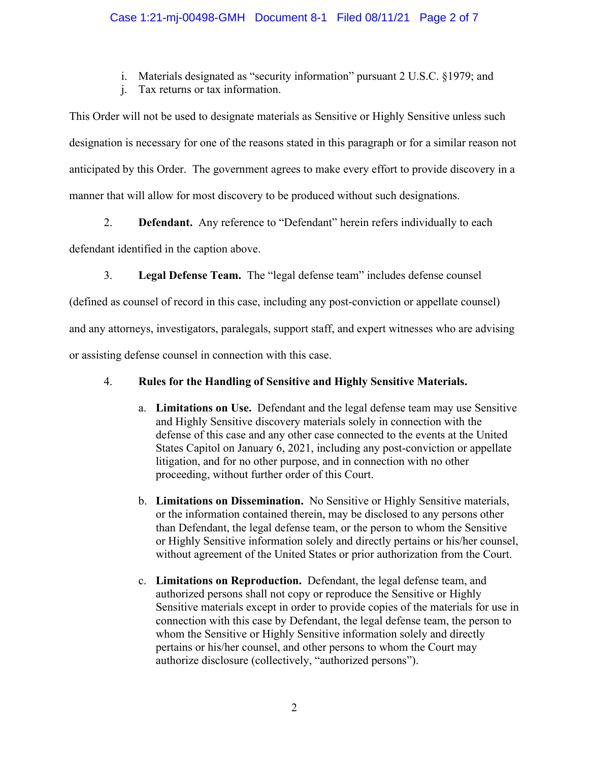i. Materials designated as "security information" pursuant 2 U.S.C. §1979; and
j. Tax returns or tax information.

This Order will not be used to designate materials as Sensitive or Highly Sensitive unless such designation is necessary for one of the reasons stated in this paragraph or for a similar reason not anticipated by this Order. The government agrees to make every effort to provide discovery in a manner that will allow for most discovery to be produced without such designations.

2. **Defendant.** Any reference to "Defendant" herein refers individually to each defendant identified in the caption above.

3. **Legal Defense Team.** The "legal defense team" includes defense counsel (defined as counsel of record in this case, including any post-conviction or appellate counsel) and any attorneys, investigators, paralegals, support staff, and expert witnesses who are advising or assisting defense counsel in connection with this case.

4. **Rules for the Handling of Sensitive and Highly Sensitive Materials.**

a. **Limitations on Use.** Defendant and the legal defense team may use Sensitive and Highly Sensitive discovery materials solely in connection with the defense of this case and any other case connected to the events at the United States Capitol on January 6, 2021, including any post-conviction or appellate litigation, and for no other purpose, and in connection with no other proceeding, without further order of this Court.

b. **Limitations on Dissemination.** No Sensitive or Highly Sensitive materials, or the information contained therein, may be disclosed to any persons other than Defendant, the legal defense team, or the person to whom the Sensitive or Highly Sensitive information solely and directly pertains or his/her counsel, without agreement of the United States or prior authorization from the Court.

c. **Limitations on Reproduction.** Defendant, the legal defense team, and authorized persons shall not copy or reproduce the Sensitive or Highly Sensitive materials except in order to provide copies of the materials for use in connection with this case by Defendant, the legal defense team, the person to whom the Sensitive or Highly Sensitive information solely and directly pertains or his/her counsel, and other persons to whom the Court may authorize disclosure (collectively, "authorized persons").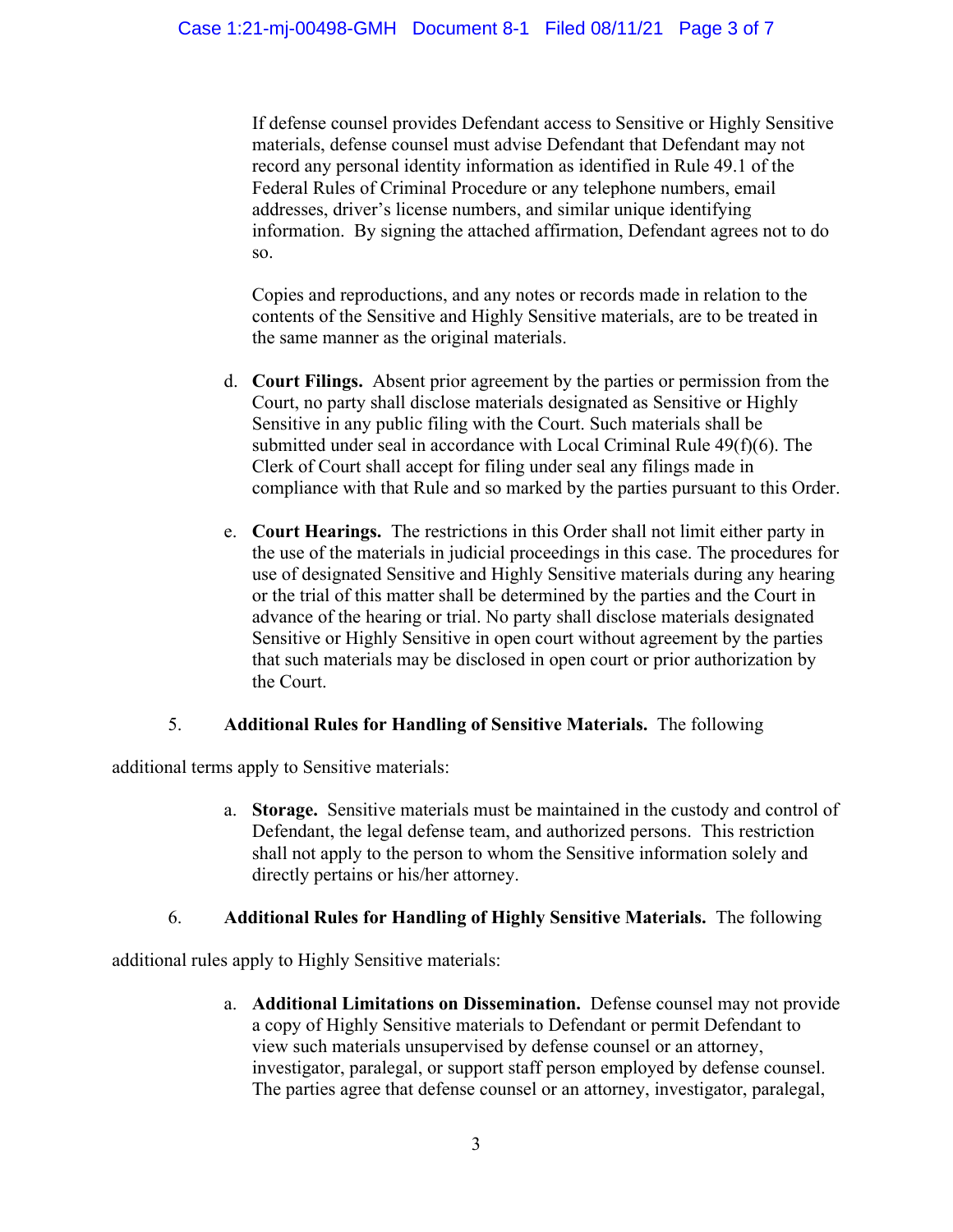If defense counsel provides Defendant access to Sensitive or Highly Sensitive materials, defense counsel must advise Defendant that Defendant may not record any personal identity information as identified in Rule 49.1 of the Federal Rules of Criminal Procedure or any telephone numbers, email addresses, driver's license numbers, and similar unique identifying information. By signing the attached affirmation, Defendant agrees not to do so.

Copies and reproductions, and any notes or records made in relation to the contents of the Sensitive and Highly Sensitive materials, are to be treated in the same manner as the original materials.

d. **Court Filings.** Absent prior agreement by the parties or permission from the Court, no party shall disclose materials designated as Sensitive or Highly Sensitive in any public filing with the Court. Such materials shall be submitted under seal in accordance with Local Criminal Rule 49(f)(6). The Clerk of Court shall accept for filing under seal any filings made in compliance with that Rule and so marked by the parties pursuant to this Order.

e. **Court Hearings.** The restrictions in this Order shall not limit either party in the use of the materials in judicial proceedings in this case. The procedures for use of designated Sensitive and Highly Sensitive materials during any hearing or the trial of this matter shall be determined by the parties and the Court in advance of the hearing or trial. No party shall disclose materials designated Sensitive or Highly Sensitive in open court without agreement by the parties that such materials may be disclosed in open court or prior authorization by the Court.

5. **Additional Rules for Handling of Sensitive Materials.** The following additional terms apply to Sensitive materials:

a. **Storage.** Sensitive materials must be maintained in the custody and control of Defendant, the legal defense team, and authorized persons. This restriction shall not apply to the person to whom the Sensitive information solely and directly pertains or his/her attorney.

6. **Additional Rules for Handling of Highly Sensitive Materials.** The following additional rules apply to Highly Sensitive materials:

a. **Additional Limitations on Dissemination.** Defense counsel may not provide a copy of Highly Sensitive materials to Defendant or permit Defendant to view such materials unsupervised by defense counsel or an attorney, investigator, paralegal, or support staff person employed by defense counsel. The parties agree that defense counsel or an attorney, investigator, paralegal,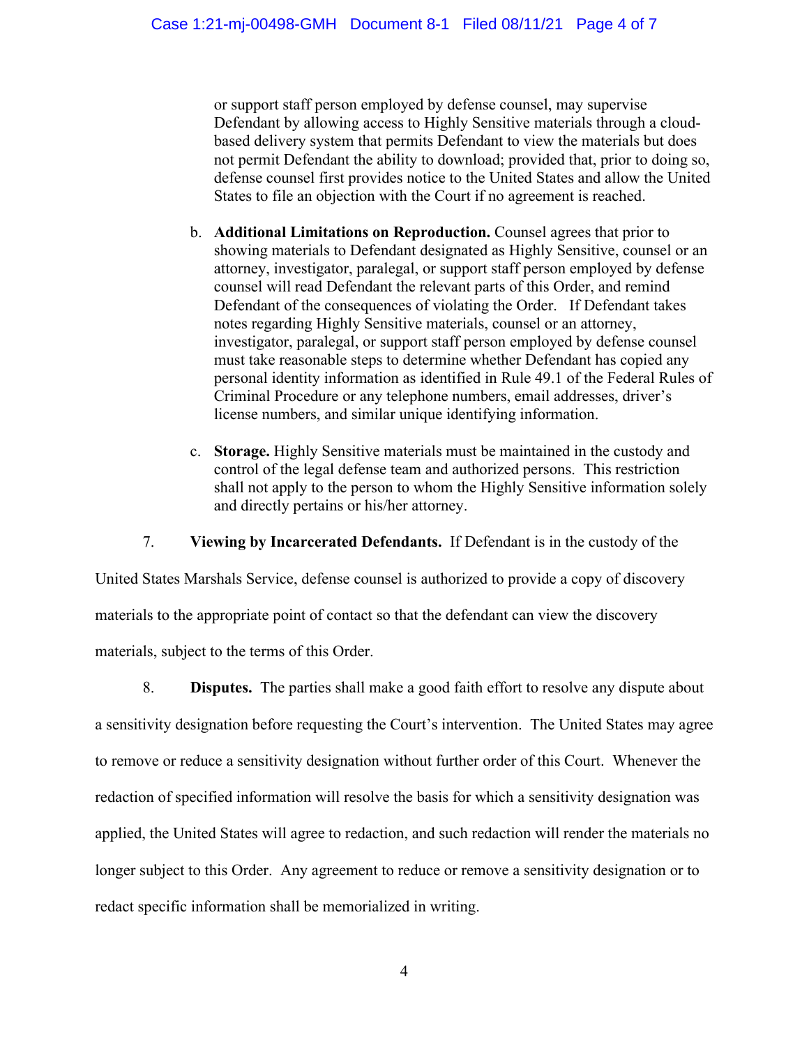or support staff person employed by defense counsel, may supervise Defendant by allowing access to Highly Sensitive materials through a cloud-based delivery system that permits Defendant to view the materials but does not permit Defendant the ability to download; provided that, prior to doing so, defense counsel first provides notice to the United States and allow the United States to file an objection with the Court if no agreement is reached.

b. **Additional Limitations on Reproduction.** Counsel agrees that prior to showing materials to Defendant designated as Highly Sensitive, counsel or an attorney, investigator, paralegal, or support staff person employed by defense counsel will read Defendant the relevant parts of this Order, and remind Defendant of the consequences of violating the Order. If Defendant takes notes regarding Highly Sensitive materials, counsel or an attorney, investigator, paralegal, or support staff person employed by defense counsel must take reasonable steps to determine whether Defendant has copied any personal identity information as identified in Rule 49.1 of the Federal Rules of Criminal Procedure or any telephone numbers, email addresses, driver's license numbers, and similar unique identifying information.

c. **Storage.** Highly Sensitive materials must be maintained in the custody and control of the legal defense team and authorized persons. This restriction shall not apply to the person to whom the Highly Sensitive information solely and directly pertains or his/her attorney.

7. **Viewing by Incarcerated Defendants.** If Defendant is in the custody of the United States Marshals Service, defense counsel is authorized to provide a copy of discovery materials to the appropriate point of contact so that the defendant can view the discovery materials, subject to the terms of this Order.

8. **Disputes.** The parties shall make a good faith effort to resolve any dispute about a sensitivity designation before requesting the Court's intervention. The United States may agree to remove or reduce a sensitivity designation without further order of this Court. Whenever the redaction of specified information will resolve the basis for which a sensitivity designation was applied, the United States will agree to redaction, and such redaction will render the materials no longer subject to this Order. Any agreement to reduce or remove a sensitivity designation or to redact specific information shall be memorialized in writing.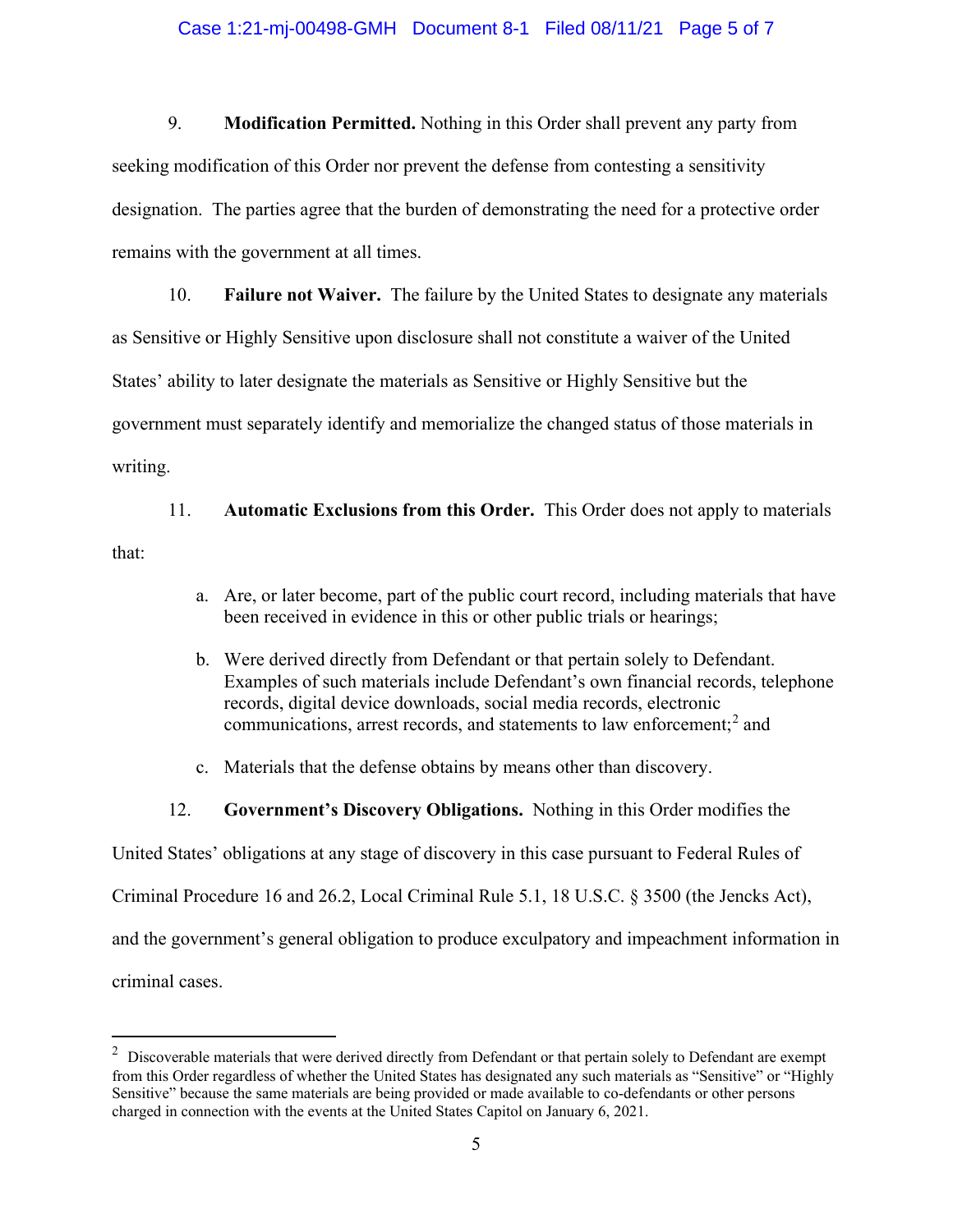9. **Modification Permitted.** Nothing in this Order shall prevent any party from seeking modification of this Order nor prevent the defense from contesting a sensitivity designation. The parties agree that the burden of demonstrating the need for a protective order remains with the government at all times.

10. **Failure not Waiver.** The failure by the United States to designate any materials as Sensitive or Highly Sensitive upon disclosure shall not constitute a waiver of the United States' ability to later designate the materials as Sensitive or Highly Sensitive but the government must separately identify and memorialize the changed status of those materials in writing.

11. **Automatic Exclusions from this Order.** This Order does not apply to materials that:

   a. Are, or later become, part of the public court record, including materials that have been received in evidence in this or other public trials or hearings;

   b. Were derived directly from Defendant or that pertain solely to Defendant. Examples of such materials include Defendant's own financial records, telephone records, digital device downloads, social media records, electronic communications, arrest records, and statements to law enforcement;[2] and

   c. Materials that the defense obtains by means other than discovery.

12. **Government's Discovery Obligations.** Nothing in this Order modifies the United States' obligations at any stage of discovery in this case pursuant to Federal Rules of Criminal Procedure 16 and 26.2, Local Criminal Rule 5.1, 18 U.S.C. § 3500 (the Jencks Act), and the government's general obligation to produce exculpatory and impeachment information in criminal cases.

---

[2] Discoverable materials that were derived directly from Defendant or that pertain solely to Defendant are exempt from this Order regardless of whether the United States has designated any such materials as "Sensitive" or "Highly Sensitive" because the same materials are being provided or made available to co-defendants or other persons charged in connection with the events at the United States Capitol on January 6, 2021.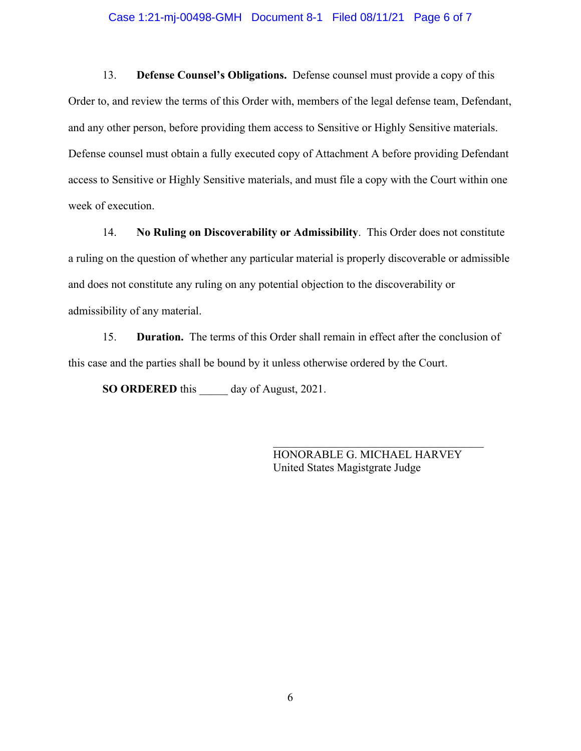13. **Defense Counsel's Obligations.** Defense counsel must provide a copy of this Order to, and review the terms of this Order with, members of the legal defense team, Defendant, and any other person, before providing them access to Sensitive or Highly Sensitive materials. Defense counsel must obtain a fully executed copy of Attachment A before providing Defendant access to Sensitive or Highly Sensitive materials, and must file a copy with the Court within one week of execution.

14. **No Ruling on Discoverability or Admissibility**. This Order does not constitute a ruling on the question of whether any particular material is properly discoverable or admissible and does not constitute any ruling on any potential objection to the discoverability or admissibility of any material.

15. **Duration.** The terms of this Order shall remain in effect after the conclusion of this case and the parties shall be bound by it unless otherwise ordered by the Court.

**SO ORDERED** this _____ day of August, 2021.

\_\_\_\_\_\_\_\_\_\_\_\_\_\_\_\_\_\_\_\_\_\_\_\_\_\_\_\_\_\_\_\_\_\_\_\_
HONORABLE G. MICHAEL HARVEY
United States Magistgrate Judge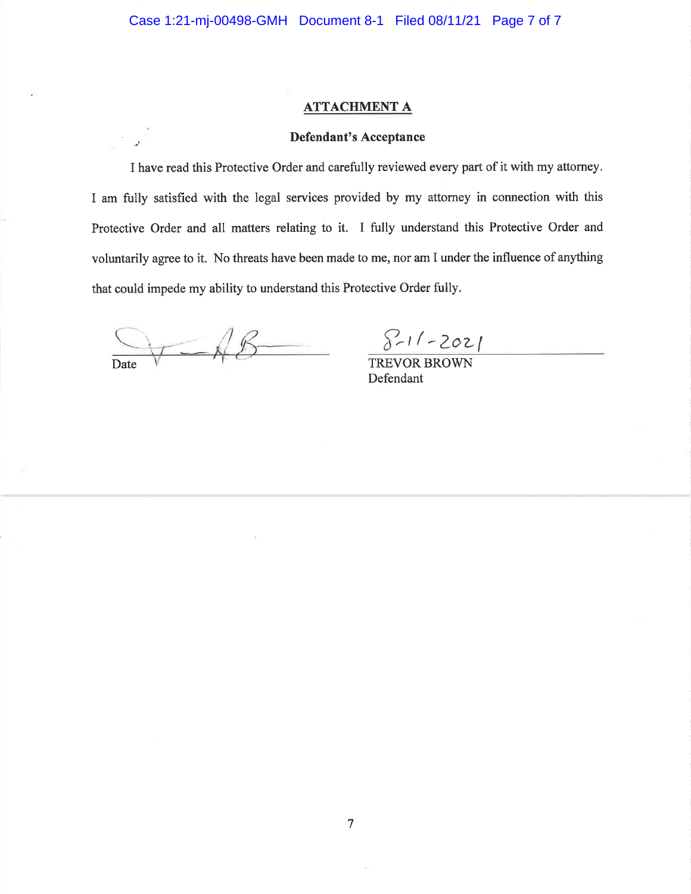## ATTACHMENT A

**Defendant's Acceptance**

I have read this Protective Order and carefully reviewed every part of it with my attorney. I am fully satisfied with the legal services provided by my attorney in connection with this Protective Order and all matters relating to it. I fully understand this Protective Order and voluntarily agree to it. No threats have been made to me, nor am I under the influence of anything that could impede my ability to understand this Protective Order fully.

| | |
|---|---|
| [signature] | 8-11-2021 |
| Date | TREVOR BROWN<br>Defendant |